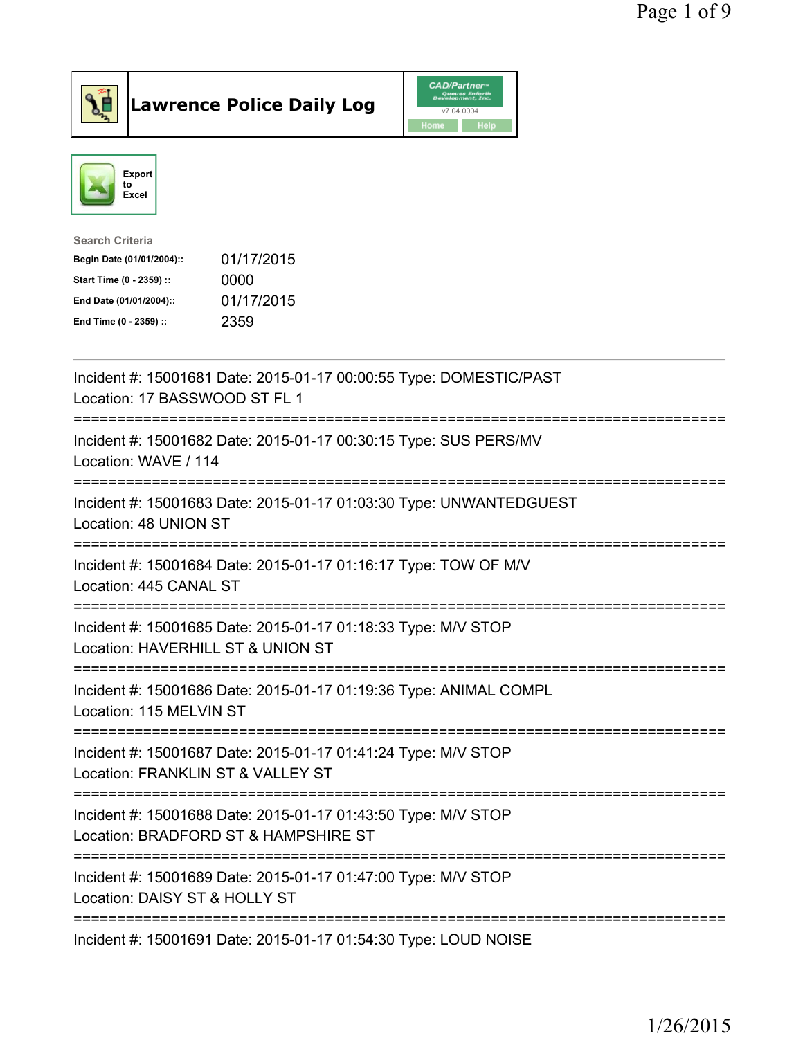# Lawrence Police Daily Log

CAD/Partner v7.04.0004

Home | Help

Export to Excel

Search Criteria

| | |
|---|---|
| **Begin Date (01/01/2004)::** | 01/17/2015 |
| **Start Time (0 - 2359) ::** | 0000 |
| **End Date (01/01/2004)::** | 01/17/2015 |
| **End Time (0 - 2359) ::** | 2359 |

---

Incident #: 15001681 Date: 2015-01-17 00:00:55 Type: DOMESTIC/PAST
Location: 17 BASSWOOD ST FL 1

===========================================================================

Incident #: 15001682 Date: 2015-01-17 00:30:15 Type: SUS PERS/MV
Location: WAVE / 114

===========================================================================

Incident #: 15001683 Date: 2015-01-17 01:03:30 Type: UNWANTEDGUEST
Location: 48 UNION ST

===========================================================================

Incident #: 15001684 Date: 2015-01-17 01:16:17 Type: TOW OF M/V
Location: 445 CANAL ST

===========================================================================

Incident #: 15001685 Date: 2015-01-17 01:18:33 Type: M/V STOP
Location: HAVERHILL ST & UNION ST

===========================================================================

Incident #: 15001686 Date: 2015-01-17 01:19:36 Type: ANIMAL COMPL
Location: 115 MELVIN ST

===========================================================================

Incident #: 15001687 Date: 2015-01-17 01:41:24 Type: M/V STOP
Location: FRANKLIN ST & VALLEY ST

===========================================================================

Incident #: 15001688 Date: 2015-01-17 01:43:50 Type: M/V STOP
Location: BRADFORD ST & HAMPSHIRE ST

===========================================================================

Incident #: 15001689 Date: 2015-01-17 01:47:00 Type: M/V STOP
Location: DAISY ST & HOLLY ST

===========================================================================

Incident #: 15001691 Date: 2015-01-17 01:54:30 Type: LOUD NOISE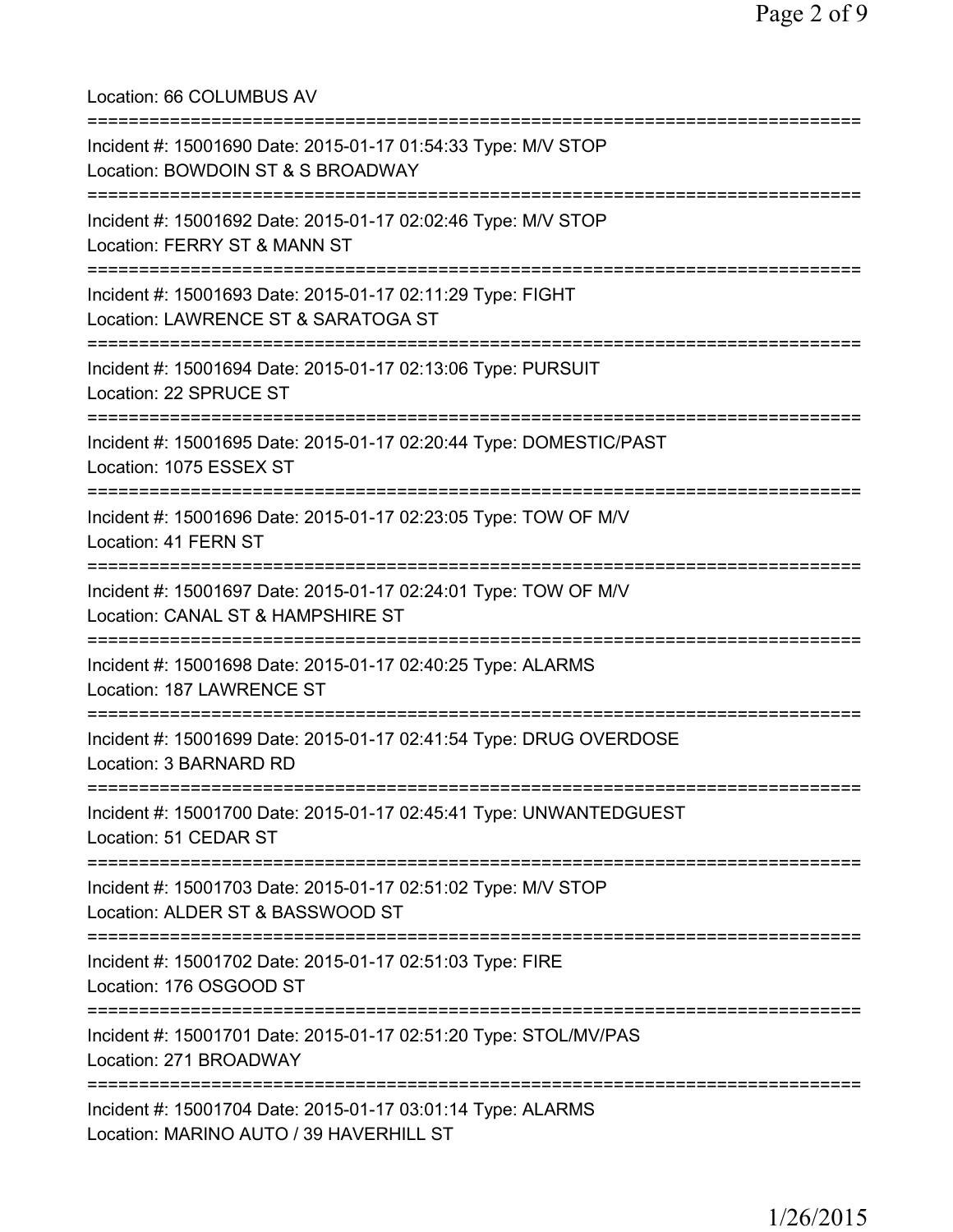Location: 66 COLUMBUS AV

===========================================================================

Incident #: 15001690 Date: 2015-01-17 01:54:33 Type: M/V STOP
Location: BOWDOIN ST & S BROADWAY

===========================================================================

Incident #: 15001692 Date: 2015-01-17 02:02:46 Type: M/V STOP
Location: FERRY ST & MANN ST

===========================================================================

Incident #: 15001693 Date: 2015-01-17 02:11:29 Type: FIGHT
Location: LAWRENCE ST & SARATOGA ST

===========================================================================

Incident #: 15001694 Date: 2015-01-17 02:13:06 Type: PURSUIT
Location: 22 SPRUCE ST

===========================================================================

Incident #: 15001695 Date: 2015-01-17 02:20:44 Type: DOMESTIC/PAST
Location: 1075 ESSEX ST

===========================================================================

Incident #: 15001696 Date: 2015-01-17 02:23:05 Type: TOW OF M/V
Location: 41 FERN ST

===========================================================================

Incident #: 15001697 Date: 2015-01-17 02:24:01 Type: TOW OF M/V
Location: CANAL ST & HAMPSHIRE ST

===========================================================================

Incident #: 15001698 Date: 2015-01-17 02:40:25 Type: ALARMS
Location: 187 LAWRENCE ST

===========================================================================

Incident #: 15001699 Date: 2015-01-17 02:41:54 Type: DRUG OVERDOSE
Location: 3 BARNARD RD

===========================================================================

Incident #: 15001700 Date: 2015-01-17 02:45:41 Type: UNWANTEDGUEST
Location: 51 CEDAR ST

===========================================================================

Incident #: 15001703 Date: 2015-01-17 02:51:02 Type: M/V STOP
Location: ALDER ST & BASSWOOD ST

===========================================================================

Incident #: 15001702 Date: 2015-01-17 02:51:03 Type: FIRE
Location: 176 OSGOOD ST

===========================================================================

Incident #: 15001701 Date: 2015-01-17 02:51:20 Type: STOL/MV/PAS
Location: 271 BROADWAY

===========================================================================

Incident #: 15001704 Date: 2015-01-17 03:01:14 Type: ALARMS
Location: MARINO AUTO / 39 HAVERHILL ST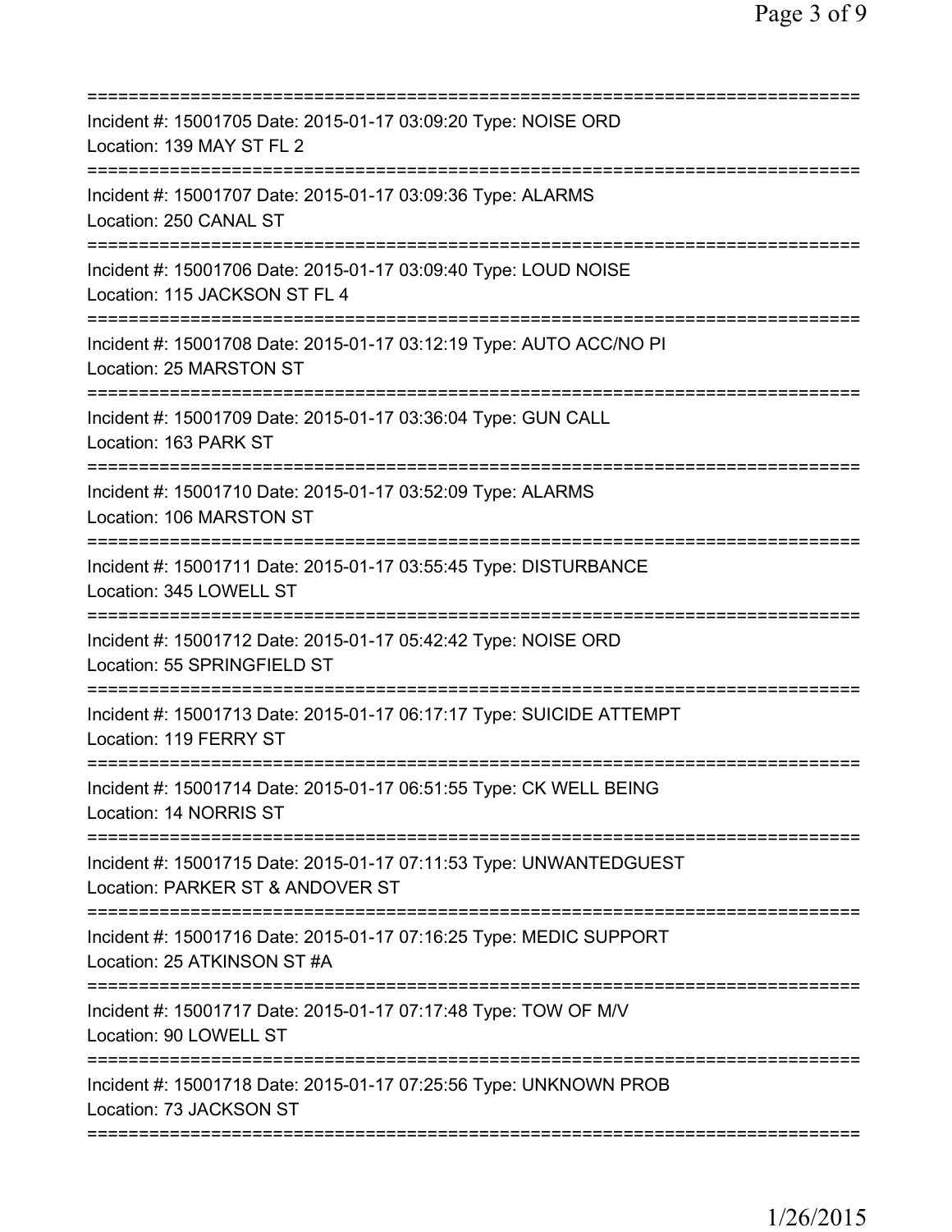Incident #: 15001705 Date: 2015-01-17 03:09:20 Type: NOISE ORD
Location: 139 MAY ST FL 2

Incident #: 15001707 Date: 2015-01-17 03:09:36 Type: ALARMS
Location: 250 CANAL ST

Incident #: 15001706 Date: 2015-01-17 03:09:40 Type: LOUD NOISE
Location: 115 JACKSON ST FL 4

Incident #: 15001708 Date: 2015-01-17 03:12:19 Type: AUTO ACC/NO PI
Location: 25 MARSTON ST

Incident #: 15001709 Date: 2015-01-17 03:36:04 Type: GUN CALL
Location: 163 PARK ST

Incident #: 15001710 Date: 2015-01-17 03:52:09 Type: ALARMS
Location: 106 MARSTON ST

Incident #: 15001711 Date: 2015-01-17 03:55:45 Type: DISTURBANCE
Location: 345 LOWELL ST

Incident #: 15001712 Date: 2015-01-17 05:42:42 Type: NOISE ORD
Location: 55 SPRINGFIELD ST

Incident #: 15001713 Date: 2015-01-17 06:17:17 Type: SUICIDE ATTEMPT
Location: 119 FERRY ST

Incident #: 15001714 Date: 2015-01-17 06:51:55 Type: CK WELL BEING
Location: 14 NORRIS ST

Incident #: 15001715 Date: 2015-01-17 07:11:53 Type: UNWANTEDGUEST
Location: PARKER ST & ANDOVER ST

Incident #: 15001716 Date: 2015-01-17 07:16:25 Type: MEDIC SUPPORT
Location: 25 ATKINSON ST #A

Incident #: 15001717 Date: 2015-01-17 07:17:48 Type: TOW OF M/V
Location: 90 LOWELL ST

Incident #: 15001718 Date: 2015-01-17 07:25:56 Type: UNKNOWN PROB
Location: 73 JACKSON ST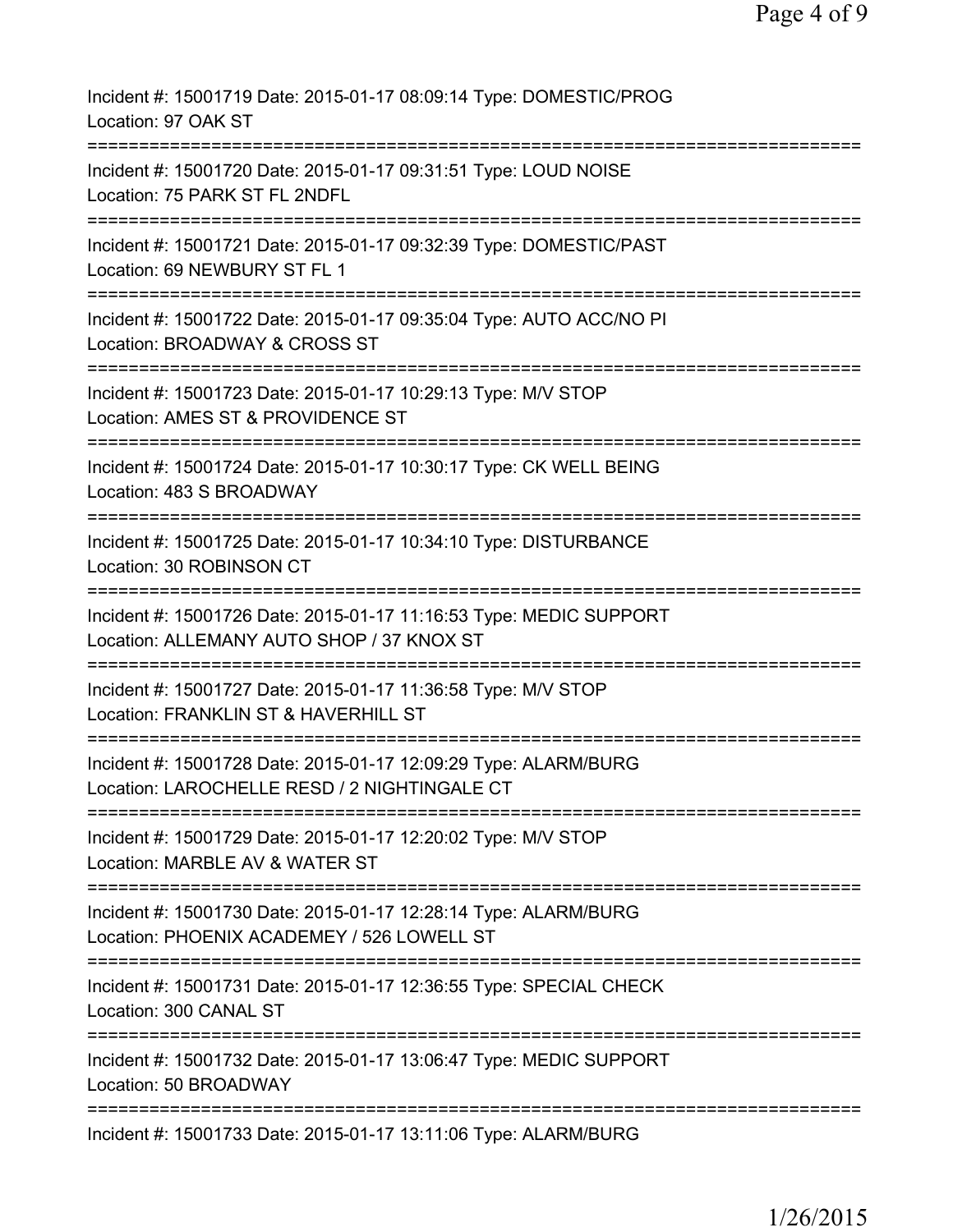Incident #: 15001719 Date: 2015-01-17 08:09:14 Type: DOMESTIC/PROG
Location: 97 OAK ST
===========================================================================
Incident #: 15001720 Date: 2015-01-17 09:31:51 Type: LOUD NOISE
Location: 75 PARK ST FL 2NDFL
===========================================================================
Incident #: 15001721 Date: 2015-01-17 09:32:39 Type: DOMESTIC/PAST
Location: 69 NEWBURY ST FL 1
===========================================================================
Incident #: 15001722 Date: 2015-01-17 09:35:04 Type: AUTO ACC/NO PI
Location: BROADWAY & CROSS ST
===========================================================================
Incident #: 15001723 Date: 2015-01-17 10:29:13 Type: M/V STOP
Location: AMES ST & PROVIDENCE ST
===========================================================================
Incident #: 15001724 Date: 2015-01-17 10:30:17 Type: CK WELL BEING
Location: 483 S BROADWAY
===========================================================================
Incident #: 15001725 Date: 2015-01-17 10:34:10 Type: DISTURBANCE
Location: 30 ROBINSON CT
===========================================================================
Incident #: 15001726 Date: 2015-01-17 11:16:53 Type: MEDIC SUPPORT
Location: ALLEMANY AUTO SHOP / 37 KNOX ST
===========================================================================
Incident #: 15001727 Date: 2015-01-17 11:36:58 Type: M/V STOP
Location: FRANKLIN ST & HAVERHILL ST
===========================================================================
Incident #: 15001728 Date: 2015-01-17 12:09:29 Type: ALARM/BURG
Location: LAROCHELLE RESD / 2 NIGHTINGALE CT
===========================================================================
Incident #: 15001729 Date: 2015-01-17 12:20:02 Type: M/V STOP
Location: MARBLE AV & WATER ST
===========================================================================
Incident #: 15001730 Date: 2015-01-17 12:28:14 Type: ALARM/BURG
Location: PHOENIX ACADEMEY / 526 LOWELL ST
===========================================================================
Incident #: 15001731 Date: 2015-01-17 12:36:55 Type: SPECIAL CHECK
Location: 300 CANAL ST
===========================================================================
Incident #: 15001732 Date: 2015-01-17 13:06:47 Type: MEDIC SUPPORT
Location: 50 BROADWAY
===========================================================================
Incident #: 15001733 Date: 2015-01-17 13:11:06 Type: ALARM/BURG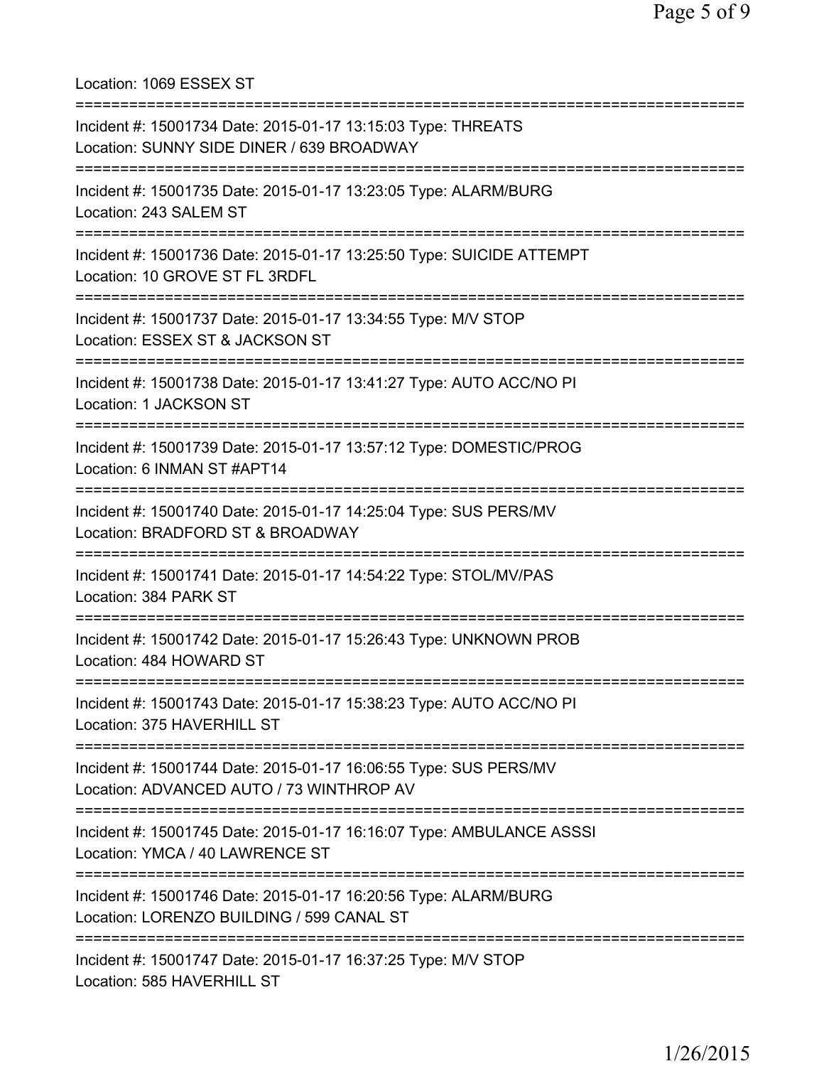Location: 1069 ESSEX ST

---

Incident #: 15001734 Date: 2015-01-17 13:15:03 Type: THREATS
Location: SUNNY SIDE DINER / 639 BROADWAY

---

Incident #: 15001735 Date: 2015-01-17 13:23:05 Type: ALARM/BURG
Location: 243 SALEM ST

---

Incident #: 15001736 Date: 2015-01-17 13:25:50 Type: SUICIDE ATTEMPT
Location: 10 GROVE ST FL 3RDFL

---

Incident #: 15001737 Date: 2015-01-17 13:34:55 Type: M/V STOP
Location: ESSEX ST & JACKSON ST

---

Incident #: 15001738 Date: 2015-01-17 13:41:27 Type: AUTO ACC/NO PI
Location: 1 JACKSON ST

---

Incident #: 15001739 Date: 2015-01-17 13:57:12 Type: DOMESTIC/PROG
Location: 6 INMAN ST #APT14

---

Incident #: 15001740 Date: 2015-01-17 14:25:04 Type: SUS PERS/MV
Location: BRADFORD ST & BROADWAY

---

Incident #: 15001741 Date: 2015-01-17 14:54:22 Type: STOL/MV/PAS
Location: 384 PARK ST

---

Incident #: 15001742 Date: 2015-01-17 15:26:43 Type: UNKNOWN PROB
Location: 484 HOWARD ST

---

Incident #: 15001743 Date: 2015-01-17 15:38:23 Type: AUTO ACC/NO PI
Location: 375 HAVERHILL ST

---

Incident #: 15001744 Date: 2015-01-17 16:06:55 Type: SUS PERS/MV
Location: ADVANCED AUTO / 73 WINTHROP AV

---

Incident #: 15001745 Date: 2015-01-17 16:16:07 Type: AMBULANCE ASSSI
Location: YMCA / 40 LAWRENCE ST

---

Incident #: 15001746 Date: 2015-01-17 16:20:56 Type: ALARM/BURG
Location: LORENZO BUILDING / 599 CANAL ST

---

Incident #: 15001747 Date: 2015-01-17 16:37:25 Type: M/V STOP
Location: 585 HAVERHILL ST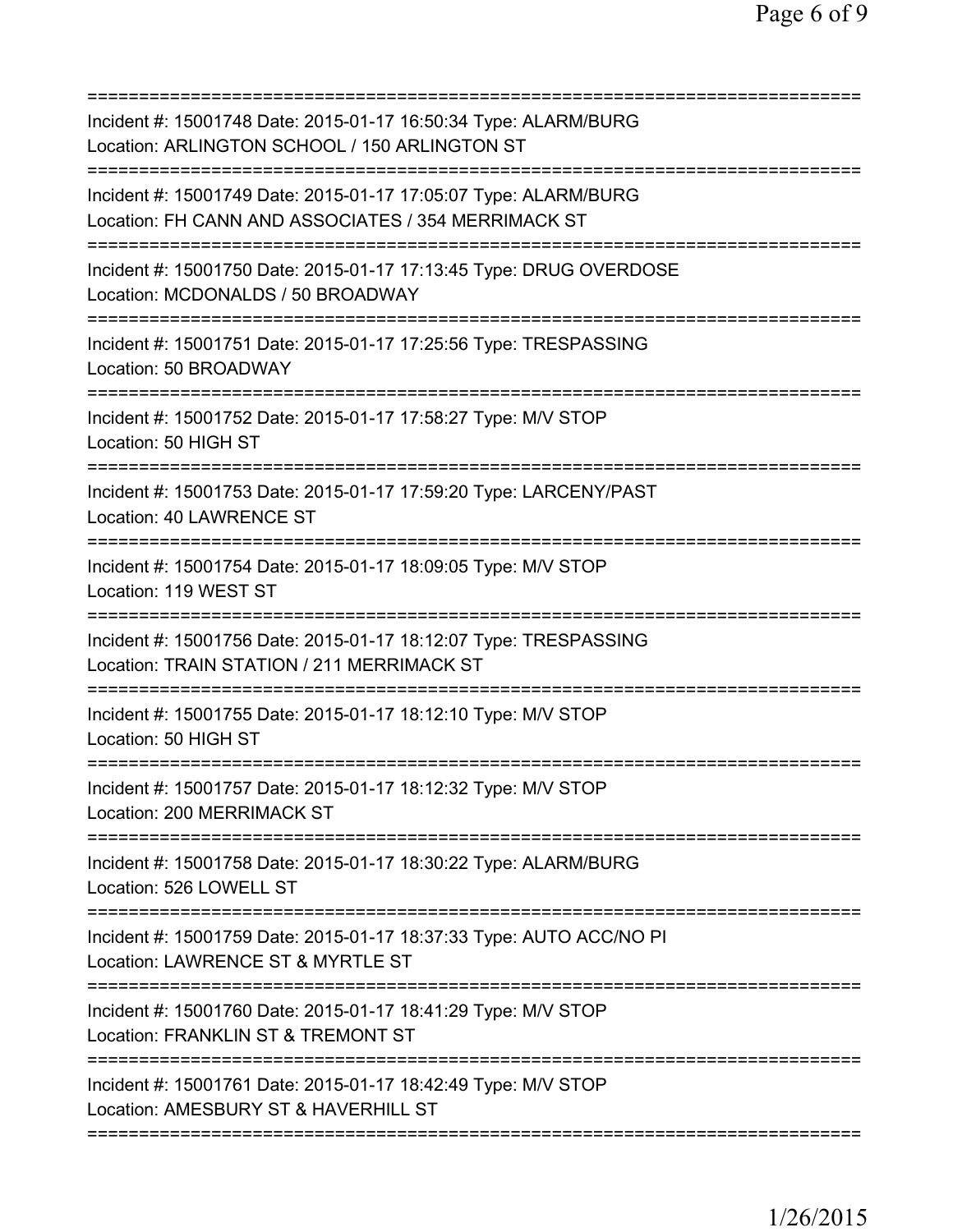Incident #: 15001748 Date: 2015-01-17 16:50:34 Type: ALARM/BURG
Location: ARLINGTON SCHOOL / 150 ARLINGTON ST

Incident #: 15001749 Date: 2015-01-17 17:05:07 Type: ALARM/BURG
Location: FH CANN AND ASSOCIATES / 354 MERRIMACK ST

Incident #: 15001750 Date: 2015-01-17 17:13:45 Type: DRUG OVERDOSE
Location: MCDONALDS / 50 BROADWAY

Incident #: 15001751 Date: 2015-01-17 17:25:56 Type: TRESPASSING
Location: 50 BROADWAY

Incident #: 15001752 Date: 2015-01-17 17:58:27 Type: M/V STOP
Location: 50 HIGH ST

Incident #: 15001753 Date: 2015-01-17 17:59:20 Type: LARCENY/PAST
Location: 40 LAWRENCE ST

Incident #: 15001754 Date: 2015-01-17 18:09:05 Type: M/V STOP
Location: 119 WEST ST

Incident #: 15001756 Date: 2015-01-17 18:12:07 Type: TRESPASSING
Location: TRAIN STATION / 211 MERRIMACK ST

Incident #: 15001755 Date: 2015-01-17 18:12:10 Type: M/V STOP
Location: 50 HIGH ST

Incident #: 15001757 Date: 2015-01-17 18:12:32 Type: M/V STOP
Location: 200 MERRIMACK ST

Incident #: 15001758 Date: 2015-01-17 18:30:22 Type: ALARM/BURG
Location: 526 LOWELL ST

Incident #: 15001759 Date: 2015-01-17 18:37:33 Type: AUTO ACC/NO PI
Location: LAWRENCE ST & MYRTLE ST

Incident #: 15001760 Date: 2015-01-17 18:41:29 Type: M/V STOP
Location: FRANKLIN ST & TREMONT ST

Incident #: 15001761 Date: 2015-01-17 18:42:49 Type: M/V STOP
Location: AMESBURY ST & HAVERHILL ST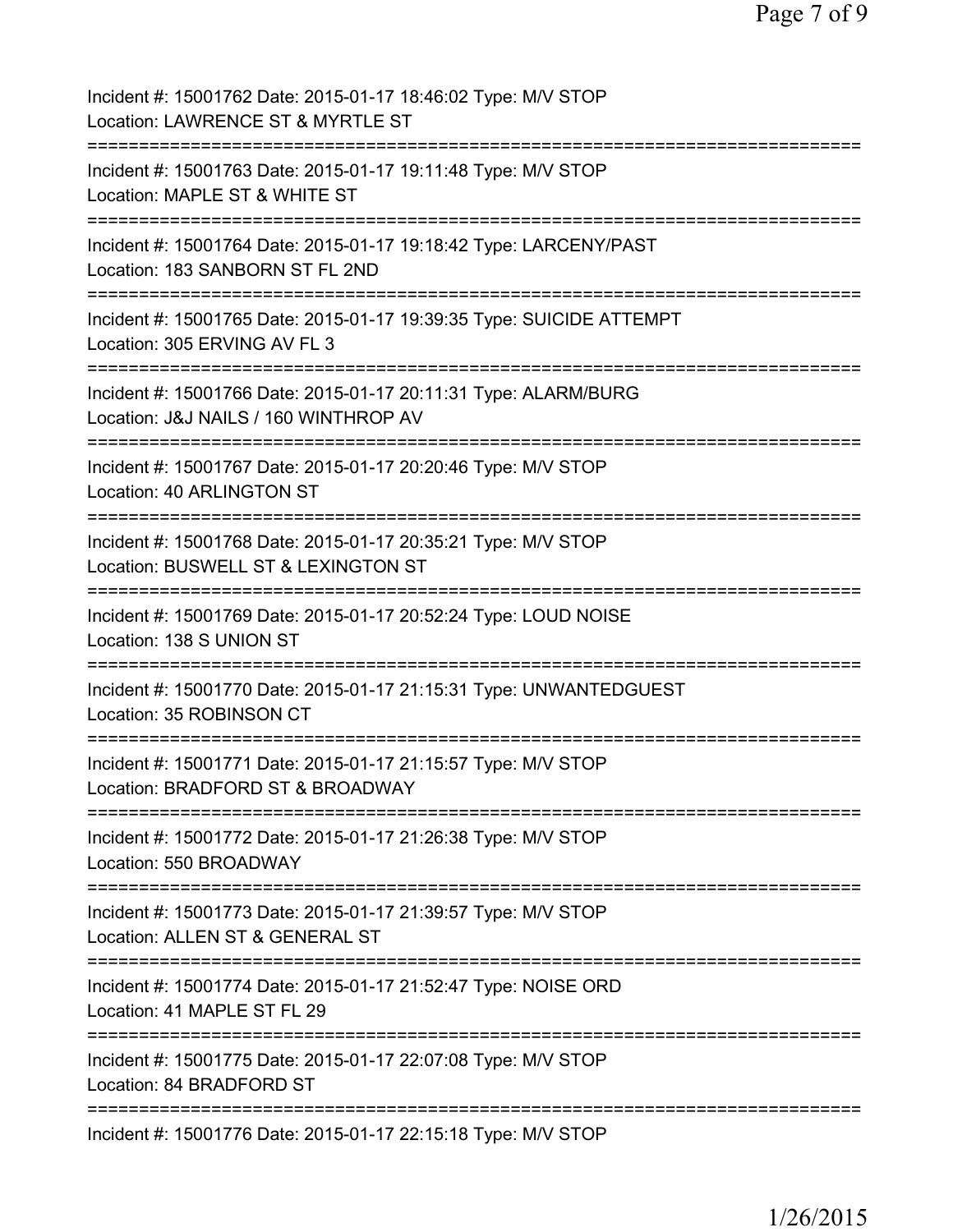Incident #: 15001762 Date: 2015-01-17 18:46:02 Type: M/V STOP
Location: LAWRENCE ST & MYRTLE ST
===========================================================================
Incident #: 15001763 Date: 2015-01-17 19:11:48 Type: M/V STOP
Location: MAPLE ST & WHITE ST
===========================================================================
Incident #: 15001764 Date: 2015-01-17 19:18:42 Type: LARCENY/PAST
Location: 183 SANBORN ST FL 2ND
===========================================================================
Incident #: 15001765 Date: 2015-01-17 19:39:35 Type: SUICIDE ATTEMPT
Location: 305 ERVING AV FL 3
===========================================================================
Incident #: 15001766 Date: 2015-01-17 20:11:31 Type: ALARM/BURG
Location: J&J NAILS / 160 WINTHROP AV
===========================================================================
Incident #: 15001767 Date: 2015-01-17 20:20:46 Type: M/V STOP
Location: 40 ARLINGTON ST
===========================================================================
Incident #: 15001768 Date: 2015-01-17 20:35:21 Type: M/V STOP
Location: BUSWELL ST & LEXINGTON ST
===========================================================================
Incident #: 15001769 Date: 2015-01-17 20:52:24 Type: LOUD NOISE
Location: 138 S UNION ST
===========================================================================
Incident #: 15001770 Date: 2015-01-17 21:15:31 Type: UNWANTEDGUEST
Location: 35 ROBINSON CT
===========================================================================
Incident #: 15001771 Date: 2015-01-17 21:15:57 Type: M/V STOP
Location: BRADFORD ST & BROADWAY
===========================================================================
Incident #: 15001772 Date: 2015-01-17 21:26:38 Type: M/V STOP
Location: 550 BROADWAY
===========================================================================
Incident #: 15001773 Date: 2015-01-17 21:39:57 Type: M/V STOP
Location: ALLEN ST & GENERAL ST
===========================================================================
Incident #: 15001774 Date: 2015-01-17 21:52:47 Type: NOISE ORD
Location: 41 MAPLE ST FL 29
===========================================================================
Incident #: 15001775 Date: 2015-01-17 22:07:08 Type: M/V STOP
Location: 84 BRADFORD ST
===========================================================================
Incident #: 15001776 Date: 2015-01-17 22:15:18 Type: M/V STOP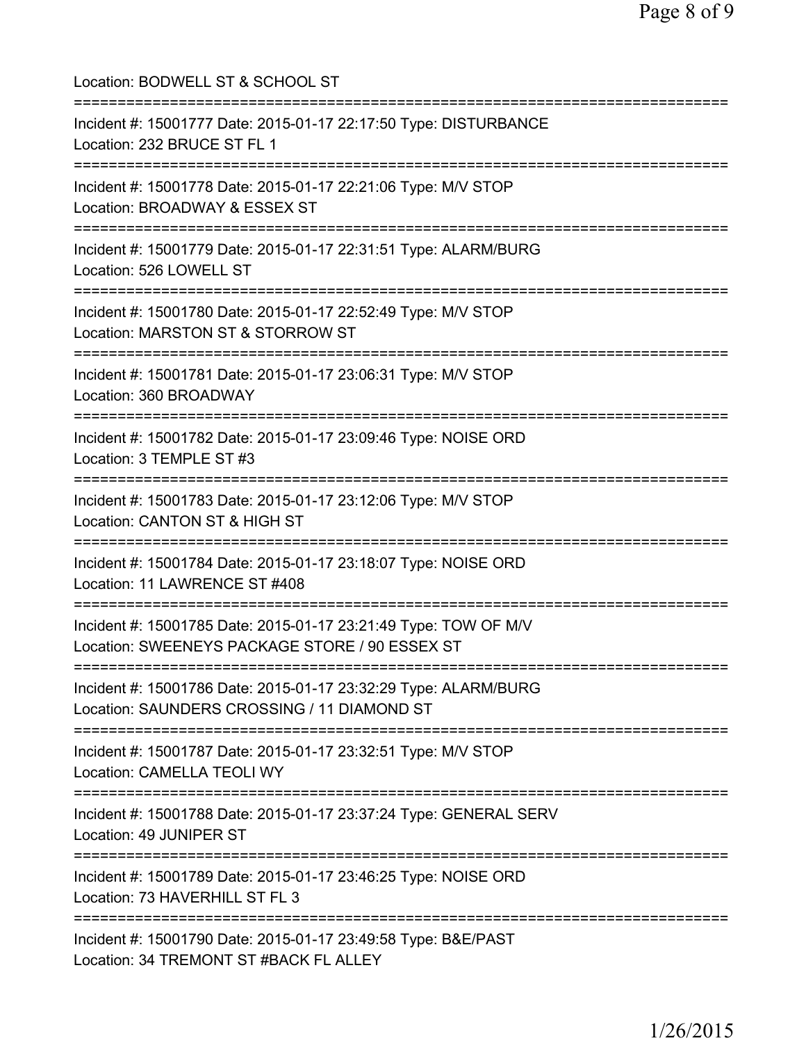Location: BODWELL ST & SCHOOL ST

===========================================================================

Incident #: 15001777 Date: 2015-01-17 22:17:50 Type: DISTURBANCE
Location: 232 BRUCE ST FL 1

===========================================================================

Incident #: 15001778 Date: 2015-01-17 22:21:06 Type: M/V STOP
Location: BROADWAY & ESSEX ST

===========================================================================

Incident #: 15001779 Date: 2015-01-17 22:31:51 Type: ALARM/BURG
Location: 526 LOWELL ST

===========================================================================

Incident #: 15001780 Date: 2015-01-17 22:52:49 Type: M/V STOP
Location: MARSTON ST & STORROW ST

===========================================================================

Incident #: 15001781 Date: 2015-01-17 23:06:31 Type: M/V STOP
Location: 360 BROADWAY

===========================================================================

Incident #: 15001782 Date: 2015-01-17 23:09:46 Type: NOISE ORD
Location: 3 TEMPLE ST #3

===========================================================================

Incident #: 15001783 Date: 2015-01-17 23:12:06 Type: M/V STOP
Location: CANTON ST & HIGH ST

===========================================================================

Incident #: 15001784 Date: 2015-01-17 23:18:07 Type: NOISE ORD
Location: 11 LAWRENCE ST #408

===========================================================================

Incident #: 15001785 Date: 2015-01-17 23:21:49 Type: TOW OF M/V
Location: SWEENEYS PACKAGE STORE / 90 ESSEX ST

===========================================================================

Incident #: 15001786 Date: 2015-01-17 23:32:29 Type: ALARM/BURG
Location: SAUNDERS CROSSING / 11 DIAMOND ST

===========================================================================

Incident #: 15001787 Date: 2015-01-17 23:32:51 Type: M/V STOP
Location: CAMELLA TEOLI WY

===========================================================================

Incident #: 15001788 Date: 2015-01-17 23:37:24 Type: GENERAL SERV
Location: 49 JUNIPER ST

===========================================================================

Incident #: 15001789 Date: 2015-01-17 23:46:25 Type: NOISE ORD
Location: 73 HAVERHILL ST FL 3

===========================================================================

Incident #: 15001790 Date: 2015-01-17 23:49:58 Type: B&E/PAST
Location: 34 TREMONT ST #BACK FL ALLEY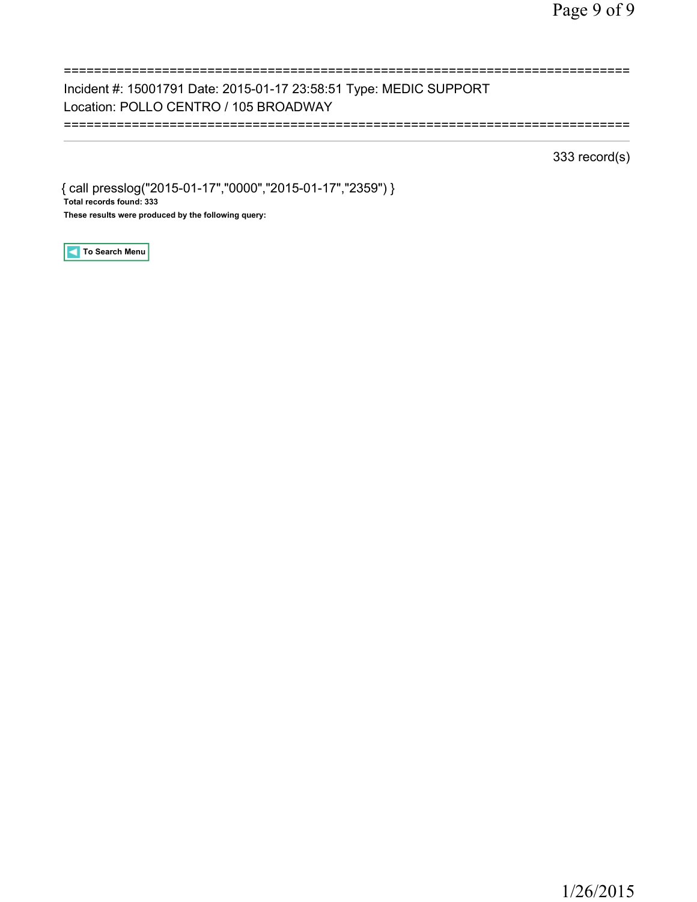==========================================================================
Incident #: 15001791 Date: 2015-01-17 23:58:51 Type: MEDIC SUPPORT
Location: POLLO CENTRO / 105 BROADWAY
==========================================================================

---

333 record(s)

{ call presslog("2015-01-17","0000","2015-01-17","2359") }

**Total records found: 333**

**These results were produced by the following query:**

**To Search Menu**